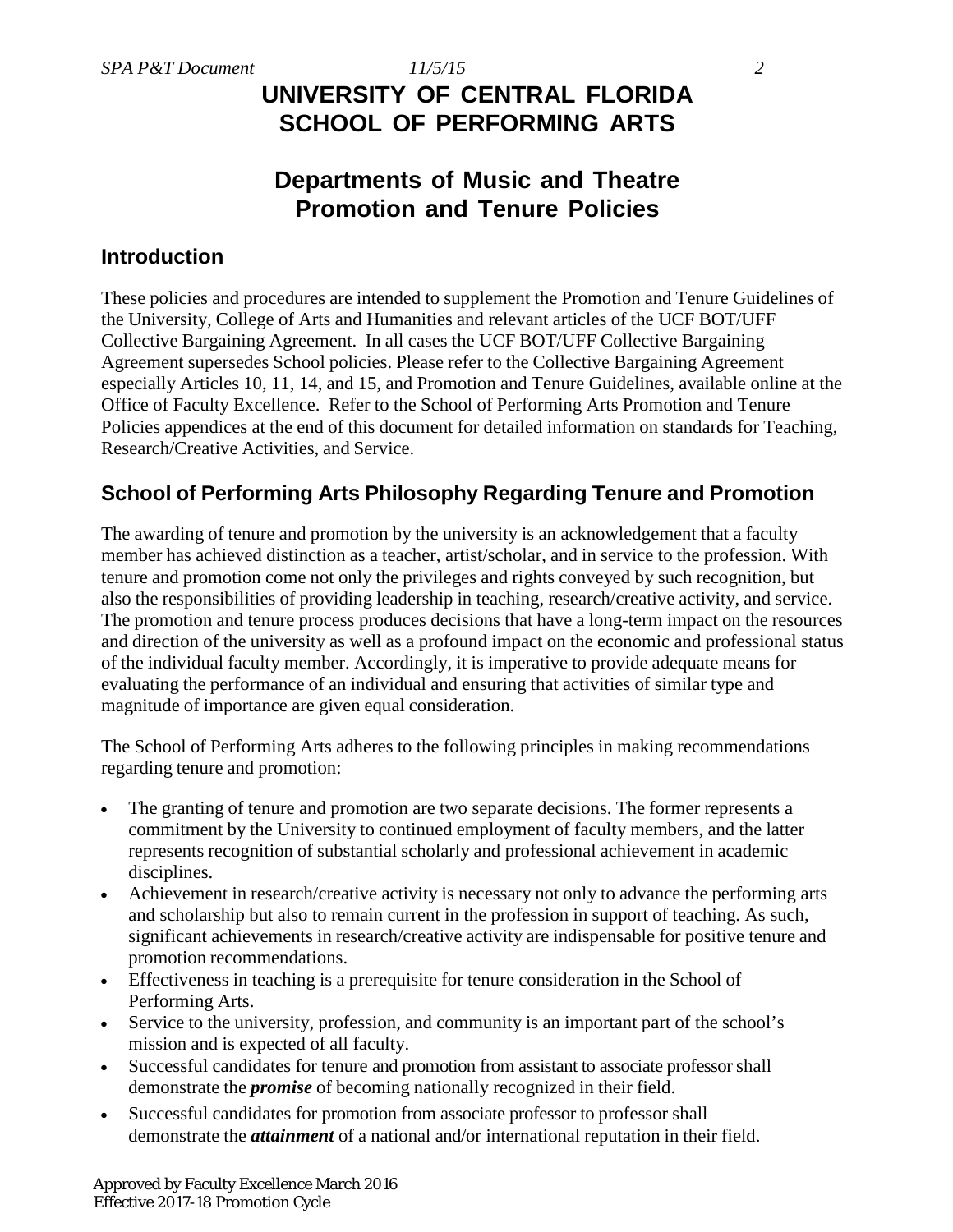# UNIVERSITY OF CENTRAL FLORIDA
# SCHOOL OF PERFORMING ARTS

## Departments of Music and Theatre
## Promotion and Tenure Policies

### Introduction

These policies and procedures are intended to supplement the Promotion and Tenure Guidelines of the University, College of Arts and Humanities and relevant articles of the UCF BOT/UFF Collective Bargaining Agreement. In all cases the UCF BOT/UFF Collective Bargaining Agreement supersedes School policies. Please refer to the Collective Bargaining Agreement especially Articles 10, 11, 14, and 15, and Promotion and Tenure Guidelines, available online at the Office of Faculty Excellence. Refer to the School of Performing Arts Promotion and Tenure Policies appendices at the end of this document for detailed information on standards for Teaching, Research/Creative Activities, and Service.

### School of Performing Arts Philosophy Regarding Tenure and Promotion

The awarding of tenure and promotion by the university is an acknowledgement that a faculty member has achieved distinction as a teacher, artist/scholar, and in service to the profession. With tenure and promotion come not only the privileges and rights conveyed by such recognition, but also the responsibilities of providing leadership in teaching, research/creative activity, and service. The promotion and tenure process produces decisions that have a long-term impact on the resources and direction of the university as well as a profound impact on the economic and professional status of the individual faculty member. Accordingly, it is imperative to provide adequate means for evaluating the performance of an individual and ensuring that activities of similar type and magnitude of importance are given equal consideration.

The School of Performing Arts adheres to the following principles in making recommendations regarding tenure and promotion:

- The granting of tenure and promotion are two separate decisions. The former represents a commitment by the University to continued employment of faculty members, and the latter represents recognition of substantial scholarly and professional achievement in academic disciplines.
- Achievement in research/creative activity is necessary not only to advance the performing arts and scholarship but also to remain current in the profession in support of teaching. As such, significant achievements in research/creative activity are indispensable for positive tenure and promotion recommendations.
- Effectiveness in teaching is a prerequisite for tenure consideration in the School of Performing Arts.
- Service to the university, profession, and community is an important part of the school's mission and is expected of all faculty.
- Successful candidates for tenure and promotion from assistant to associate professor shall demonstrate the ***promise*** of becoming nationally recognized in their field.
- Successful candidates for promotion from associate professor to professor shall demonstrate the ***attainment*** of a national and/or international reputation in their field.

Approved by Faculty Excellence March 2016
Effective 2017-18 Promotion Cycle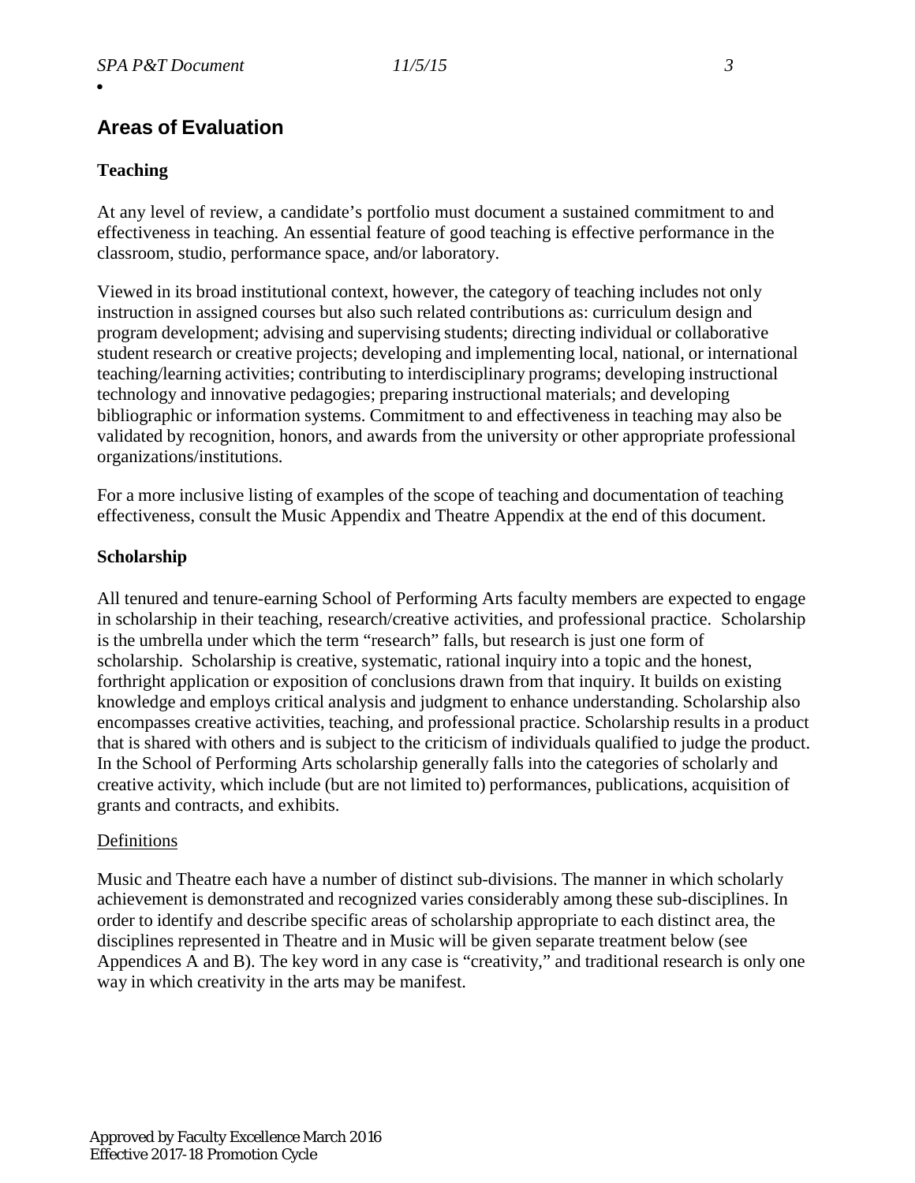## Areas of Evaluation

### Teaching

At any level of review, a candidate's portfolio must document a sustained commitment to and effectiveness in teaching. An essential feature of good teaching is effective performance in the classroom, studio, performance space, and/or laboratory.

Viewed in its broad institutional context, however, the category of teaching includes not only instruction in assigned courses but also such related contributions as: curriculum design and program development; advising and supervising students; directing individual or collaborative student research or creative projects; developing and implementing local, national, or international teaching/learning activities; contributing to interdisciplinary programs; developing instructional technology and innovative pedagogies; preparing instructional materials; and developing bibliographic or information systems. Commitment to and effectiveness in teaching may also be validated by recognition, honors, and awards from the university or other appropriate professional organizations/institutions.

For a more inclusive listing of examples of the scope of teaching and documentation of teaching effectiveness, consult the Music Appendix and Theatre Appendix at the end of this document.

### Scholarship

All tenured and tenure-earning School of Performing Arts faculty members are expected to engage in scholarship in their teaching, research/creative activities, and professional practice. Scholarship is the umbrella under which the term "research" falls, but research is just one form of scholarship. Scholarship is creative, systematic, rational inquiry into a topic and the honest, forthright application or exposition of conclusions drawn from that inquiry. It builds on existing knowledge and employs critical analysis and judgment to enhance understanding. Scholarship also encompasses creative activities, teaching, and professional practice. Scholarship results in a product that is shared with others and is subject to the criticism of individuals qualified to judge the product. In the School of Performing Arts scholarship generally falls into the categories of scholarly and creative activity, which include (but are not limited to) performances, publications, acquisition of grants and contracts, and exhibits.

#### Definitions

Music and Theatre each have a number of distinct sub-divisions. The manner in which scholarly achievement is demonstrated and recognized varies considerably among these sub-disciplines. In order to identify and describe specific areas of scholarship appropriate to each distinct area, the disciplines represented in Theatre and in Music will be given separate treatment below (see Appendices A and B). The key word in any case is "creativity," and traditional research is only one way in which creativity in the arts may be manifest.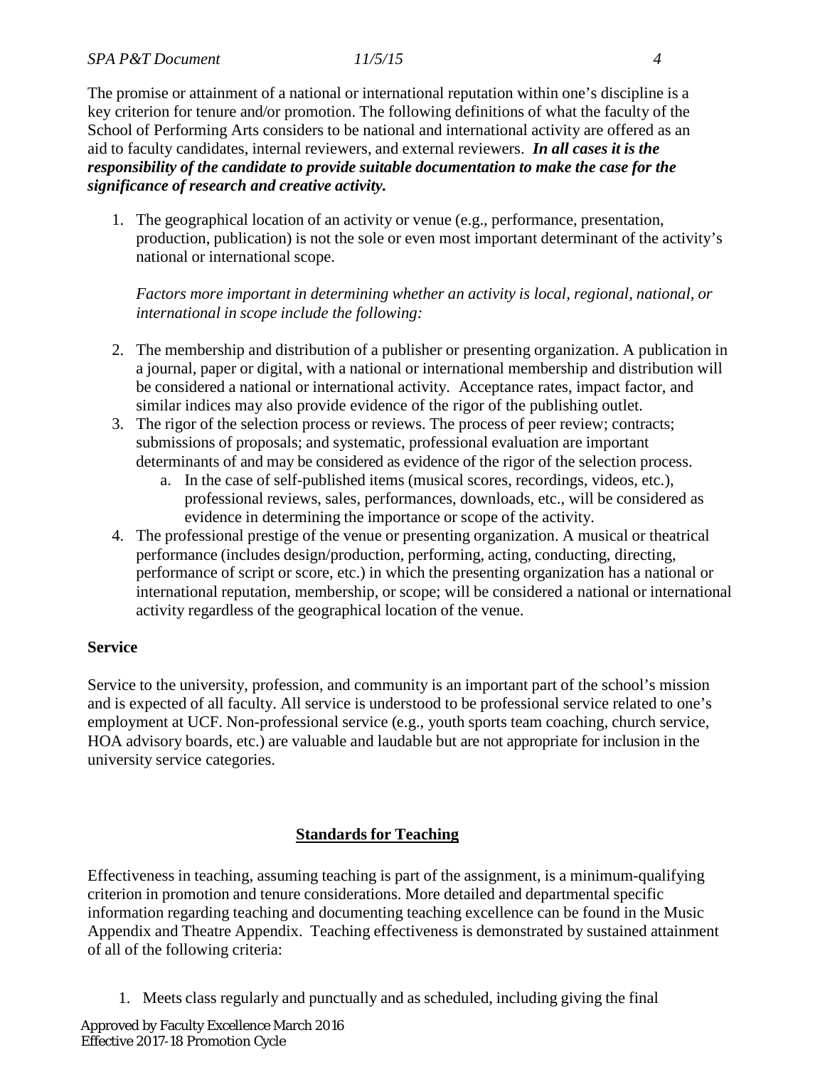The promise or attainment of a national or international reputation within one's discipline is a key criterion for tenure and/or promotion. The following definitions of what the faculty of the School of Performing Arts considers to be national and international activity are offered as an aid to faculty candidates, internal reviewers, and external reviewers. ***In all cases it is the responsibility of the candidate to provide suitable documentation to make the case for the significance of research and creative activity.***

1. The geographical location of an activity or venue (e.g., performance, presentation, production, publication) is not the sole or even most important determinant of the activity's national or international scope.

   *Factors more important in determining whether an activity is local, regional, national, or international in scope include the following:*

2. The membership and distribution of a publisher or presenting organization. A publication in a journal, paper or digital, with a national or international membership and distribution will be considered a national or international activity. Acceptance rates, impact factor, and similar indices may also provide evidence of the rigor of the publishing outlet.
3. The rigor of the selection process or reviews. The process of peer review; contracts; submissions of proposals; and systematic, professional evaluation are important determinants of and may be considered as evidence of the rigor of the selection process.
   a. In the case of self-published items (musical scores, recordings, videos, etc.), professional reviews, sales, performances, downloads, etc., will be considered as evidence in determining the importance or scope of the activity.
4. The professional prestige of the venue or presenting organization. A musical or theatrical performance (includes design/production, performing, acting, conducting, directing, performance of script or score, etc.) in which the presenting organization has a national or international reputation, membership, or scope; will be considered a national or international activity regardless of the geographical location of the venue.

**Service**

Service to the university, profession, and community is an important part of the school's mission and is expected of all faculty. All service is understood to be professional service related to one's employment at UCF. Non-professional service (e.g., youth sports team coaching, church service, HOA advisory boards, etc.) are valuable and laudable but are not appropriate for inclusion in the university service categories.

## Standards for Teaching

Effectiveness in teaching, assuming teaching is part of the assignment, is a minimum-qualifying criterion in promotion and tenure considerations. More detailed and departmental specific information regarding teaching and documenting teaching excellence can be found in the Music Appendix and Theatre Appendix. Teaching effectiveness is demonstrated by sustained attainment of all of the following criteria:

1. Meets class regularly and punctually and as scheduled, including giving the final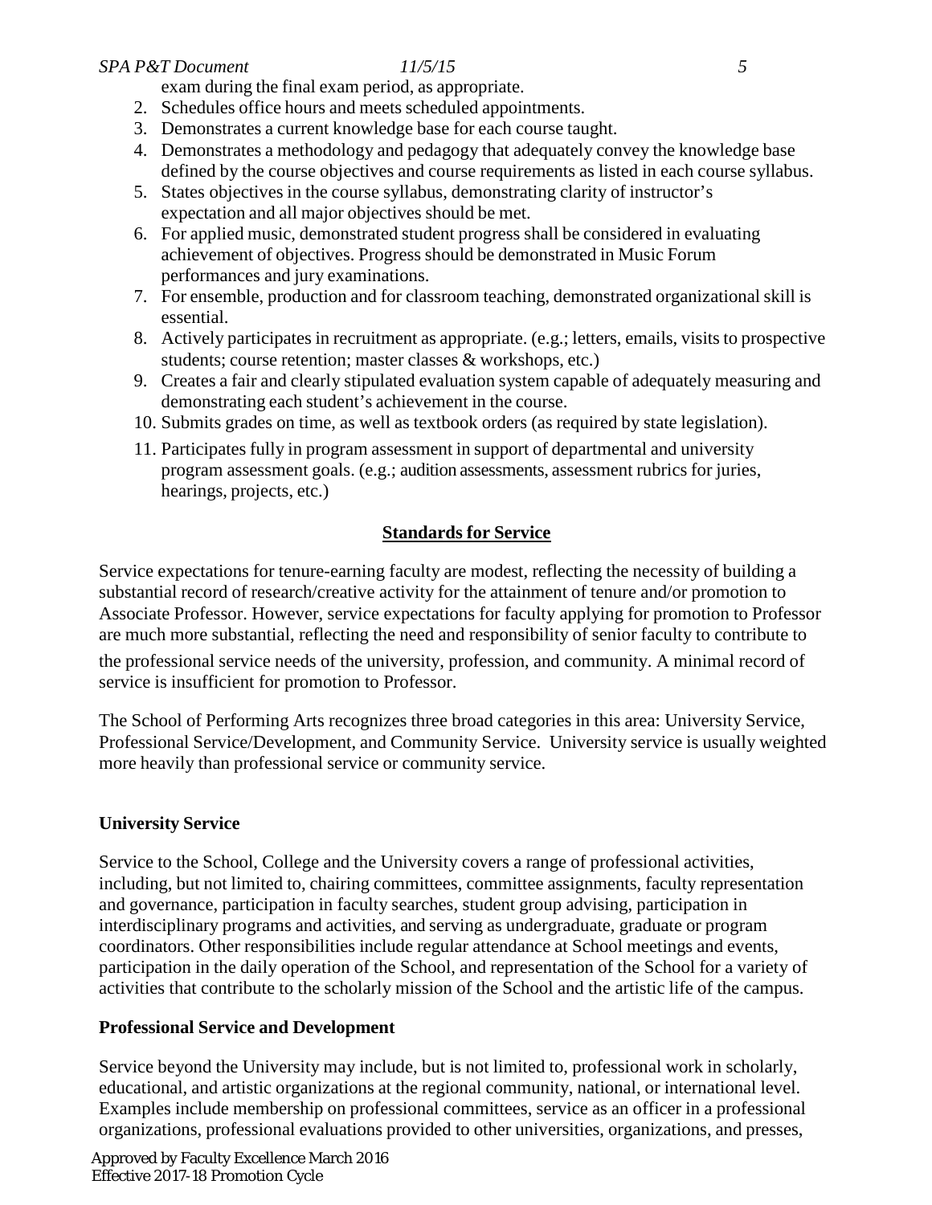exam during the final exam period, as appropriate.

2. Schedules office hours and meets scheduled appointments.
3. Demonstrates a current knowledge base for each course taught.
4. Demonstrates a methodology and pedagogy that adequately convey the knowledge base defined by the course objectives and course requirements as listed in each course syllabus.
5. States objectives in the course syllabus, demonstrating clarity of instructor's expectation and all major objectives should be met.
6. For applied music, demonstrated student progress shall be considered in evaluating achievement of objectives. Progress should be demonstrated in Music Forum performances and jury examinations.
7. For ensemble, production and for classroom teaching, demonstrated organizational skill is essential.
8. Actively participates in recruitment as appropriate. (e.g.; letters, emails, visits to prospective students; course retention; master classes & workshops, etc.)
9. Creates a fair and clearly stipulated evaluation system capable of adequately measuring and demonstrating each student's achievement in the course.
10. Submits grades on time, as well as textbook orders (as required by state legislation).
11. Participates fully in program assessment in support of departmental and university program assessment goals. (e.g.; audition assessments, assessment rubrics for juries, hearings, projects, etc.)

## Standards for Service

Service expectations for tenure-earning faculty are modest, reflecting the necessity of building a substantial record of research/creative activity for the attainment of tenure and/or promotion to Associate Professor. However, service expectations for faculty applying for promotion to Professor are much more substantial, reflecting the need and responsibility of senior faculty to contribute to the professional service needs of the university, profession, and community. A minimal record of service is insufficient for promotion to Professor.

The School of Performing Arts recognizes three broad categories in this area: University Service, Professional Service/Development, and Community Service. University service is usually weighted more heavily than professional service or community service.

### University Service

Service to the School, College and the University covers a range of professional activities, including, but not limited to, chairing committees, committee assignments, faculty representation and governance, participation in faculty searches, student group advising, participation in interdisciplinary programs and activities, and serving as undergraduate, graduate or program coordinators. Other responsibilities include regular attendance at School meetings and events, participation in the daily operation of the School, and representation of the School for a variety of activities that contribute to the scholarly mission of the School and the artistic life of the campus.

### Professional Service and Development

Service beyond the University may include, but is not limited to, professional work in scholarly, educational, and artistic organizations at the regional community, national, or international level. Examples include membership on professional committees, service as an officer in a professional organizations, professional evaluations provided to other universities, organizations, and presses,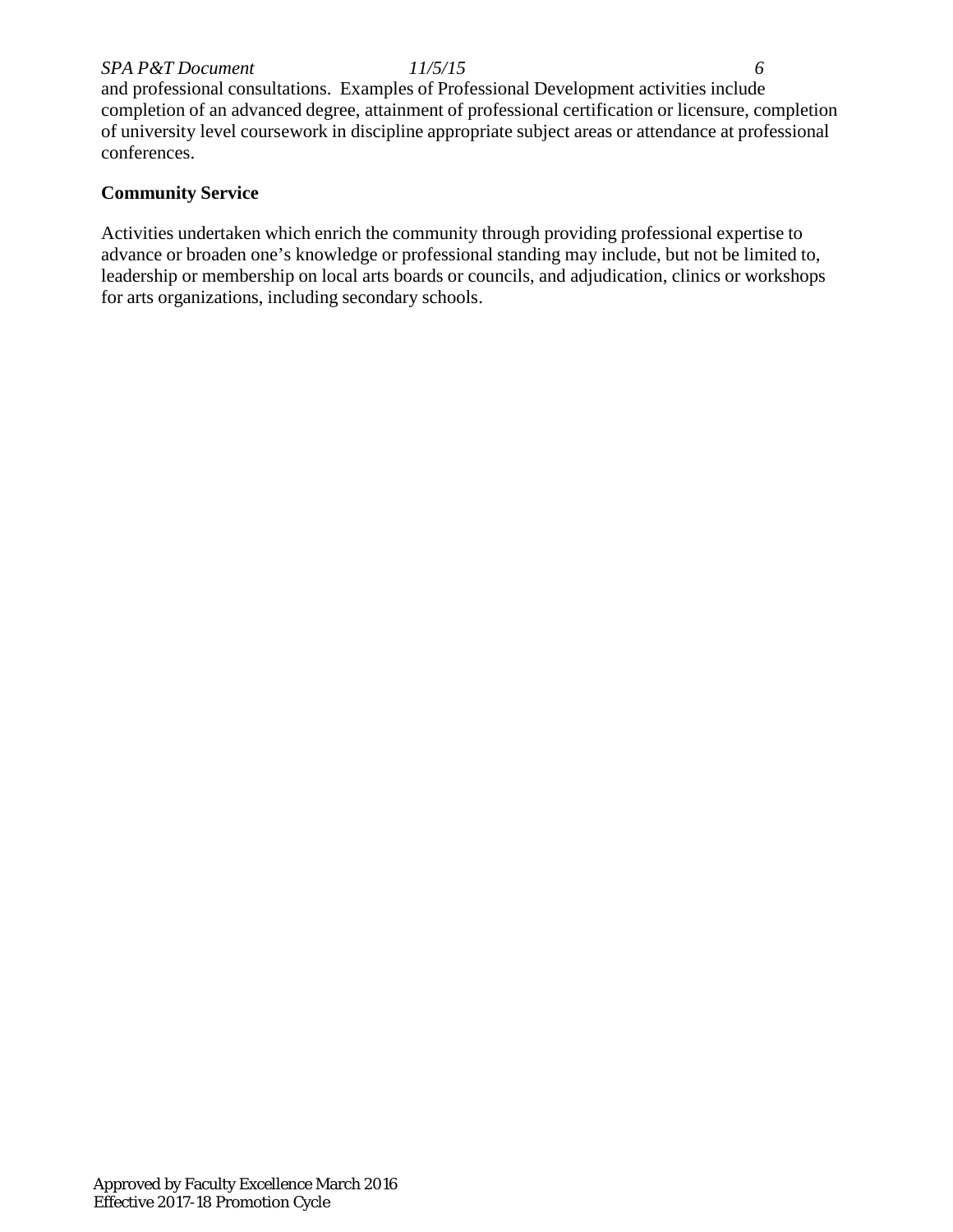and professional consultations. Examples of Professional Development activities include completion of an advanced degree, attainment of professional certification or licensure, completion of university level coursework in discipline appropriate subject areas or attendance at professional conferences.

**Community Service**

Activities undertaken which enrich the community through providing professional expertise to advance or broaden one's knowledge or professional standing may include, but not be limited to, leadership or membership on local arts boards or councils, and adjudication, clinics or workshops for arts organizations, including secondary schools.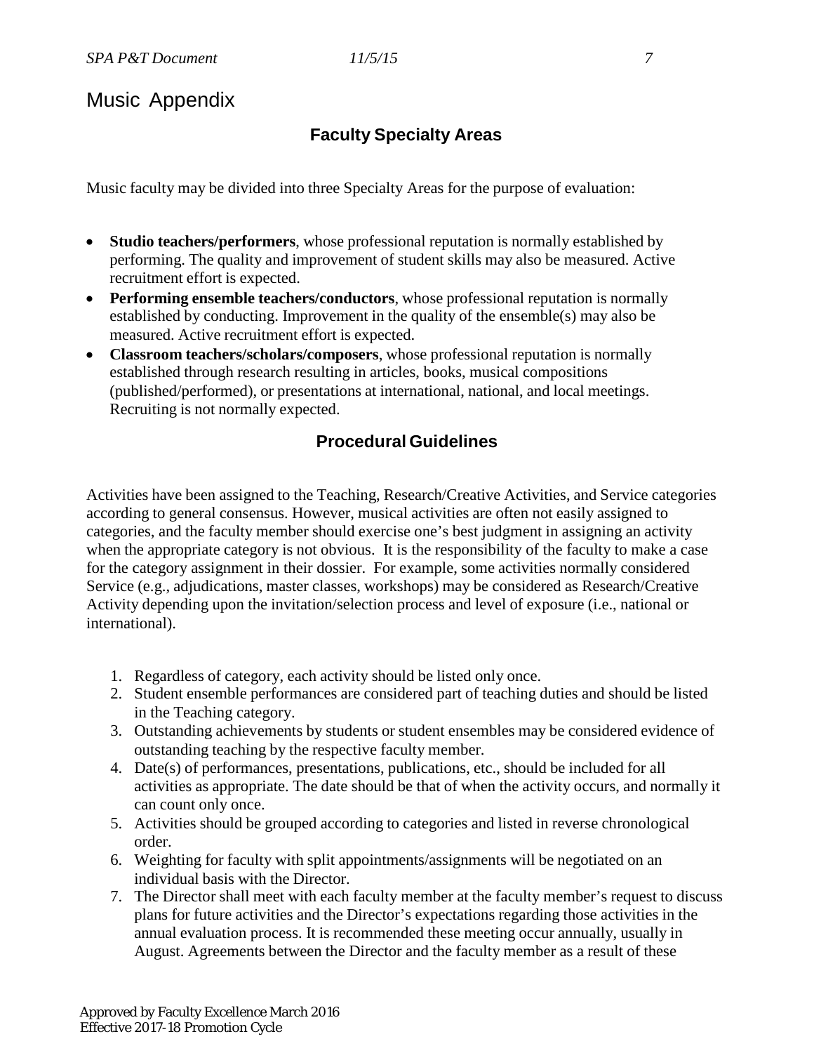# Music Appendix

## Faculty Specialty Areas

Music faculty may be divided into three Specialty Areas for the purpose of evaluation:

- **Studio teachers/performers**, whose professional reputation is normally established by performing. The quality and improvement of student skills may also be measured. Active recruitment effort is expected.
- **Performing ensemble teachers/conductors**, whose professional reputation is normally established by conducting. Improvement in the quality of the ensemble(s) may also be measured. Active recruitment effort is expected.
- **Classroom teachers/scholars/composers**, whose professional reputation is normally established through research resulting in articles, books, musical compositions (published/performed), or presentations at international, national, and local meetings. Recruiting is not normally expected.

## Procedural Guidelines

Activities have been assigned to the Teaching, Research/Creative Activities, and Service categories according to general consensus. However, musical activities are often not easily assigned to categories, and the faculty member should exercise one's best judgment in assigning an activity when the appropriate category is not obvious. It is the responsibility of the faculty to make a case for the category assignment in their dossier. For example, some activities normally considered Service (e.g., adjudications, master classes, workshops) may be considered as Research/Creative Activity depending upon the invitation/selection process and level of exposure (i.e., national or international).

1. Regardless of category, each activity should be listed only once.
2. Student ensemble performances are considered part of teaching duties and should be listed in the Teaching category.
3. Outstanding achievements by students or student ensembles may be considered evidence of outstanding teaching by the respective faculty member.
4. Date(s) of performances, presentations, publications, etc., should be included for all activities as appropriate. The date should be that of when the activity occurs, and normally it can count only once.
5. Activities should be grouped according to categories and listed in reverse chronological order.
6. Weighting for faculty with split appointments/assignments will be negotiated on an individual basis with the Director.
7. The Director shall meet with each faculty member at the faculty member's request to discuss plans for future activities and the Director's expectations regarding those activities in the annual evaluation process. It is recommended these meeting occur annually, usually in August. Agreements between the Director and the faculty member as a result of these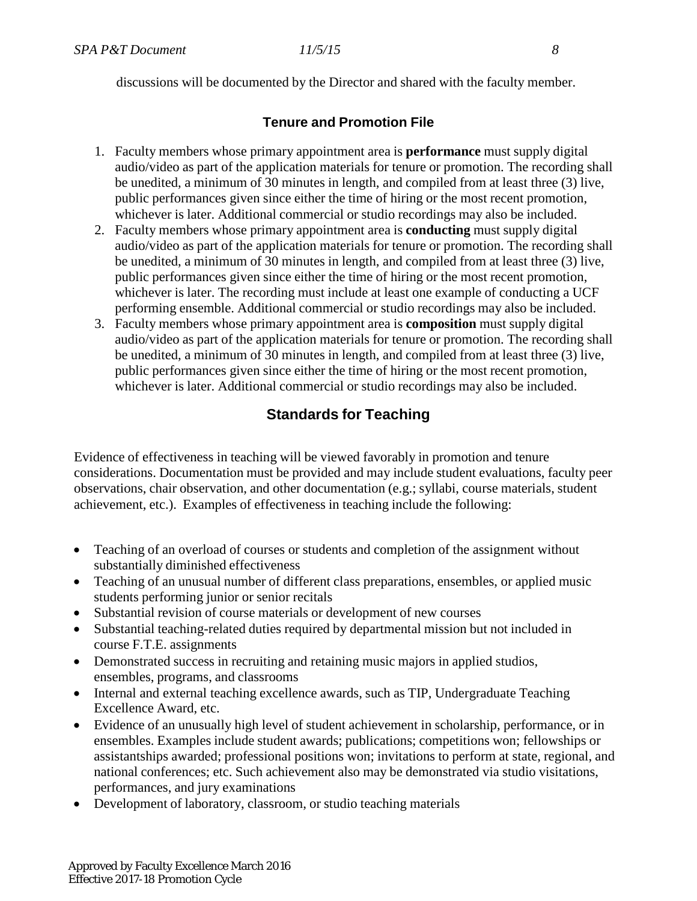discussions will be documented by the Director and shared with the faculty member.

## Tenure and Promotion File

1. Faculty members whose primary appointment area is **performance** must supply digital audio/video as part of the application materials for tenure or promotion. The recording shall be unedited, a minimum of 30 minutes in length, and compiled from at least three (3) live, public performances given since either the time of hiring or the most recent promotion, whichever is later. Additional commercial or studio recordings may also be included.
2. Faculty members whose primary appointment area is **conducting** must supply digital audio/video as part of the application materials for tenure or promotion. The recording shall be unedited, a minimum of 30 minutes in length, and compiled from at least three (3) live, public performances given since either the time of hiring or the most recent promotion, whichever is later. The recording must include at least one example of conducting a UCF performing ensemble. Additional commercial or studio recordings may also be included.
3. Faculty members whose primary appointment area is **composition** must supply digital audio/video as part of the application materials for tenure or promotion. The recording shall be unedited, a minimum of 30 minutes in length, and compiled from at least three (3) live, public performances given since either the time of hiring or the most recent promotion, whichever is later. Additional commercial or studio recordings may also be included.

## Standards for Teaching

Evidence of effectiveness in teaching will be viewed favorably in promotion and tenure considerations. Documentation must be provided and may include student evaluations, faculty peer observations, chair observation, and other documentation (e.g.; syllabi, course materials, student achievement, etc.). Examples of effectiveness in teaching include the following:

- Teaching of an overload of courses or students and completion of the assignment without substantially diminished effectiveness
- Teaching of an unusual number of different class preparations, ensembles, or applied music students performing junior or senior recitals
- Substantial revision of course materials or development of new courses
- Substantial teaching-related duties required by departmental mission but not included in course F.T.E. assignments
- Demonstrated success in recruiting and retaining music majors in applied studios, ensembles, programs, and classrooms
- Internal and external teaching excellence awards, such as TIP, Undergraduate Teaching Excellence Award, etc.
- Evidence of an unusually high level of student achievement in scholarship, performance, or in ensembles. Examples include student awards; publications; competitions won; fellowships or assistantships awarded; professional positions won; invitations to perform at state, regional, and national conferences; etc. Such achievement also may be demonstrated via studio visitations, performances, and jury examinations
- Development of laboratory, classroom, or studio teaching materials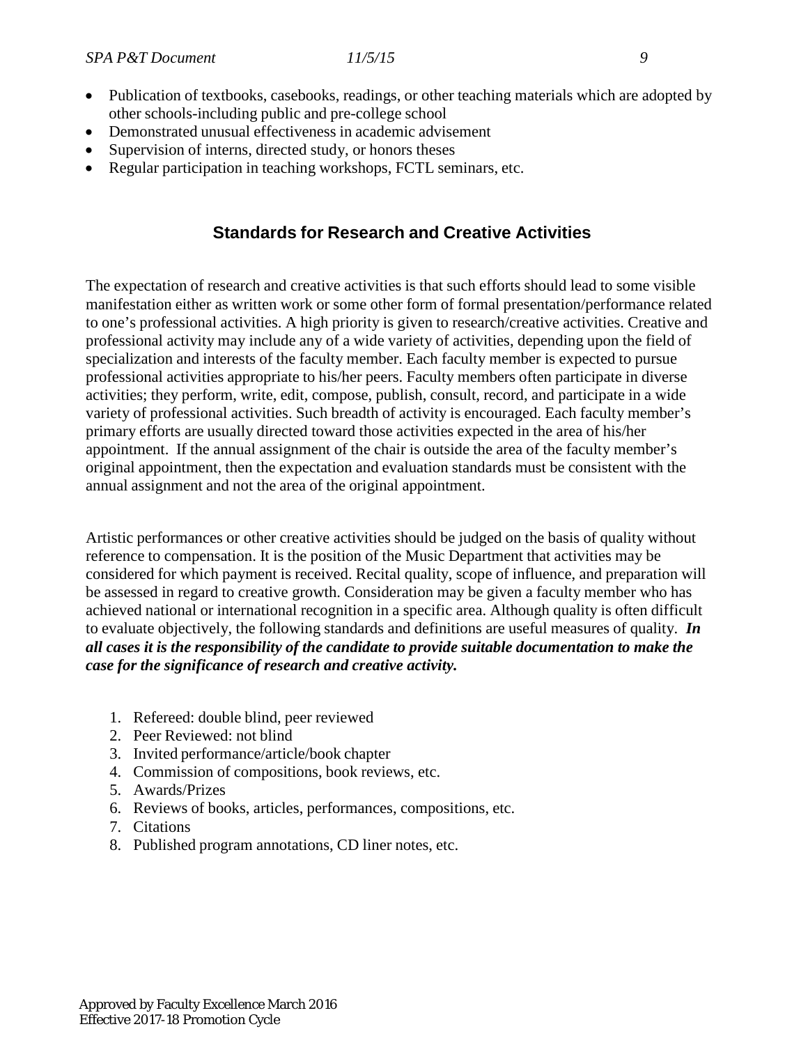- Publication of textbooks, casebooks, readings, or other teaching materials which are adopted by other schools-including public and pre-college school
- Demonstrated unusual effectiveness in academic advisement
- Supervision of interns, directed study, or honors theses
- Regular participation in teaching workshops, FCTL seminars, etc.

## Standards for Research and Creative Activities

The expectation of research and creative activities is that such efforts should lead to some visible manifestation either as written work or some other form of formal presentation/performance related to one's professional activities. A high priority is given to research/creative activities. Creative and professional activity may include any of a wide variety of activities, depending upon the field of specialization and interests of the faculty member. Each faculty member is expected to pursue professional activities appropriate to his/her peers. Faculty members often participate in diverse activities; they perform, write, edit, compose, publish, consult, record, and participate in a wide variety of professional activities. Such breadth of activity is encouraged. Each faculty member's primary efforts are usually directed toward those activities expected in the area of his/her appointment. If the annual assignment of the chair is outside the area of the faculty member's original appointment, then the expectation and evaluation standards must be consistent with the annual assignment and not the area of the original appointment.

Artistic performances or other creative activities should be judged on the basis of quality without reference to compensation. It is the position of the Music Department that activities may be considered for which payment is received. Recital quality, scope of influence, and preparation will be assessed in regard to creative growth. Consideration may be given a faculty member who has achieved national or international recognition in a specific area. Although quality is often difficult to evaluate objectively, the following standards and definitions are useful measures of quality. ***In all cases it is the responsibility of the candidate to provide suitable documentation to make the case for the significance of research and creative activity.***

1. Refereed: double blind, peer reviewed
2. Peer Reviewed: not blind
3. Invited performance/article/book chapter
4. Commission of compositions, book reviews, etc.
5. Awards/Prizes
6. Reviews of books, articles, performances, compositions, etc.
7. Citations
8. Published program annotations, CD liner notes, etc.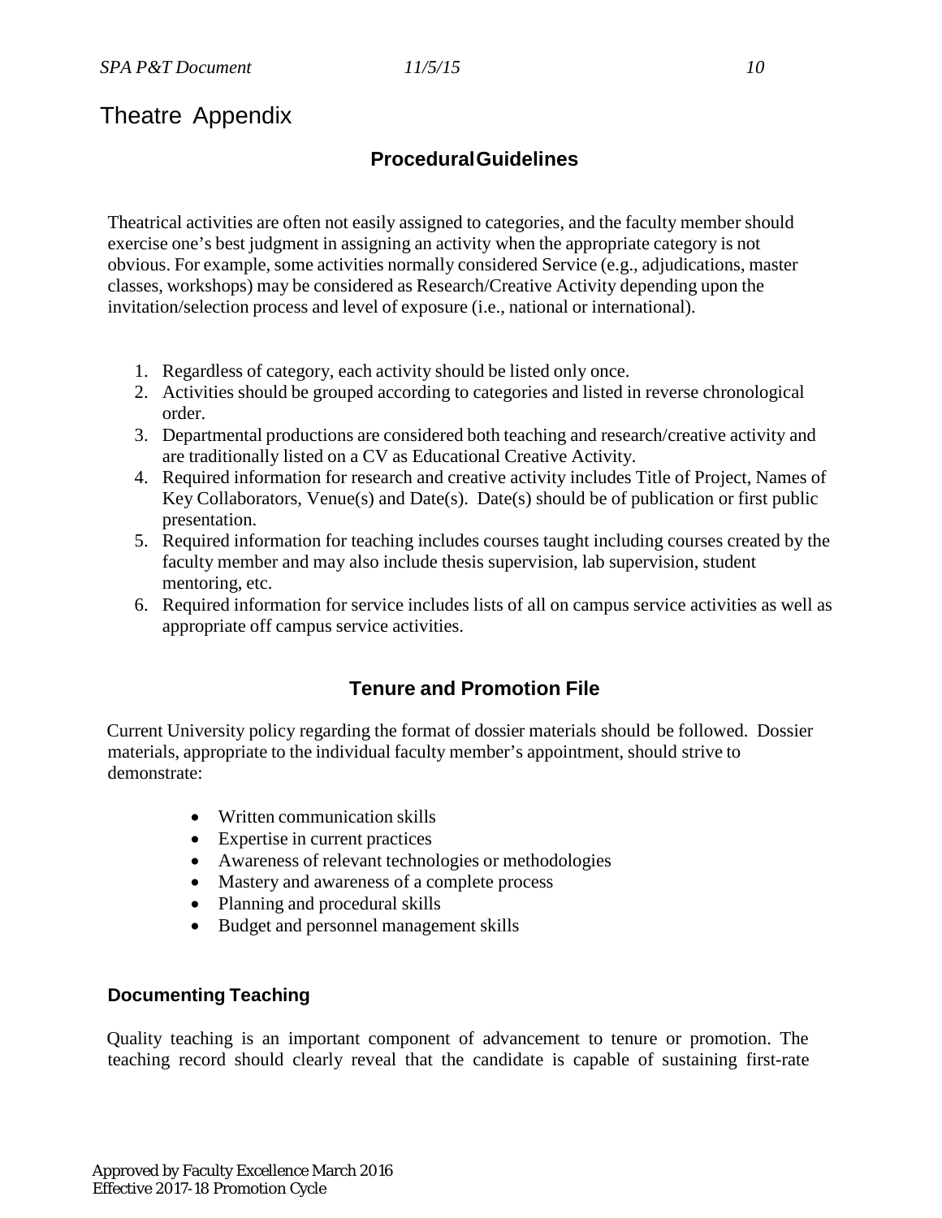# Theatre Appendix

## Procedural Guidelines

Theatrical activities are often not easily assigned to categories, and the faculty member should exercise one's best judgment in assigning an activity when the appropriate category is not obvious. For example, some activities normally considered Service (e.g., adjudications, master classes, workshops) may be considered as Research/Creative Activity depending upon the invitation/selection process and level of exposure (i.e., national or international).

1. Regardless of category, each activity should be listed only once.
2. Activities should be grouped according to categories and listed in reverse chronological order.
3. Departmental productions are considered both teaching and research/creative activity and are traditionally listed on a CV as Educational Creative Activity.
4. Required information for research and creative activity includes Title of Project, Names of Key Collaborators, Venue(s) and Date(s). Date(s) should be of publication or first public presentation.
5. Required information for teaching includes courses taught including courses created by the faculty member and may also include thesis supervision, lab supervision, student mentoring, etc.
6. Required information for service includes lists of all on campus service activities as well as appropriate off campus service activities.

## Tenure and Promotion File

Current University policy regarding the format of dossier materials should be followed. Dossier materials, appropriate to the individual faculty member's appointment, should strive to demonstrate:

- Written communication skills
- Expertise in current practices
- Awareness of relevant technologies or methodologies
- Mastery and awareness of a complete process
- Planning and procedural skills
- Budget and personnel management skills

### Documenting Teaching

Quality teaching is an important component of advancement to tenure or promotion. The teaching record should clearly reveal that the candidate is capable of sustaining first-rate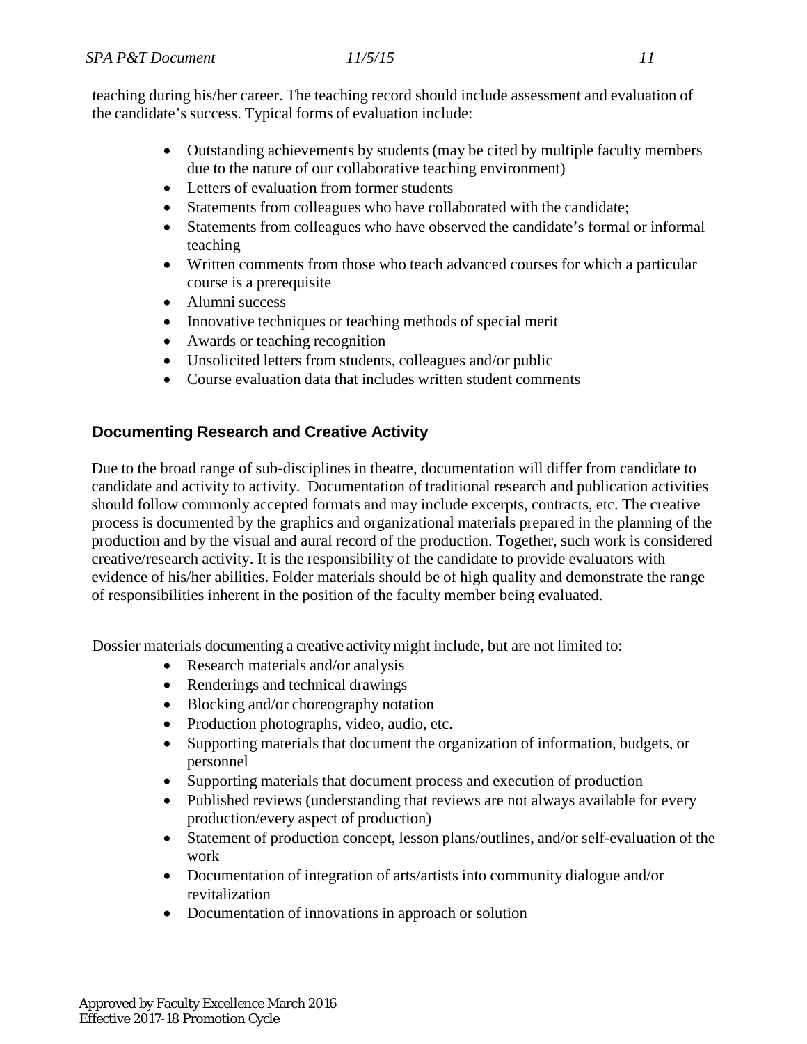teaching during his/her career. The teaching record should include assessment and evaluation of the candidate's success. Typical forms of evaluation include:

- Outstanding achievements by students (may be cited by multiple faculty members due to the nature of our collaborative teaching environment)
- Letters of evaluation from former students
- Statements from colleagues who have collaborated with the candidate;
- Statements from colleagues who have observed the candidate's formal or informal teaching
- Written comments from those who teach advanced courses for which a particular course is a prerequisite
- Alumni success
- Innovative techniques or teaching methods of special merit
- Awards or teaching recognition
- Unsolicited letters from students, colleagues and/or public
- Course evaluation data that includes written student comments

### Documenting Research and Creative Activity

Due to the broad range of sub-disciplines in theatre, documentation will differ from candidate to candidate and activity to activity. Documentation of traditional research and publication activities should follow commonly accepted formats and may include excerpts, contracts, etc. The creative process is documented by the graphics and organizational materials prepared in the planning of the production and by the visual and aural record of the production. Together, such work is considered creative/research activity. It is the responsibility of the candidate to provide evaluators with evidence of his/her abilities. Folder materials should be of high quality and demonstrate the range of responsibilities inherent in the position of the faculty member being evaluated.

Dossier materials documenting a creative activity might include, but are not limited to:

- Research materials and/or analysis
- Renderings and technical drawings
- Blocking and/or choreography notation
- Production photographs, video, audio, etc.
- Supporting materials that document the organization of information, budgets, or personnel
- Supporting materials that document process and execution of production
- Published reviews (understanding that reviews are not always available for every production/every aspect of production)
- Statement of production concept, lesson plans/outlines, and/or self-evaluation of the work
- Documentation of integration of arts/artists into community dialogue and/or revitalization
- Documentation of innovations in approach or solution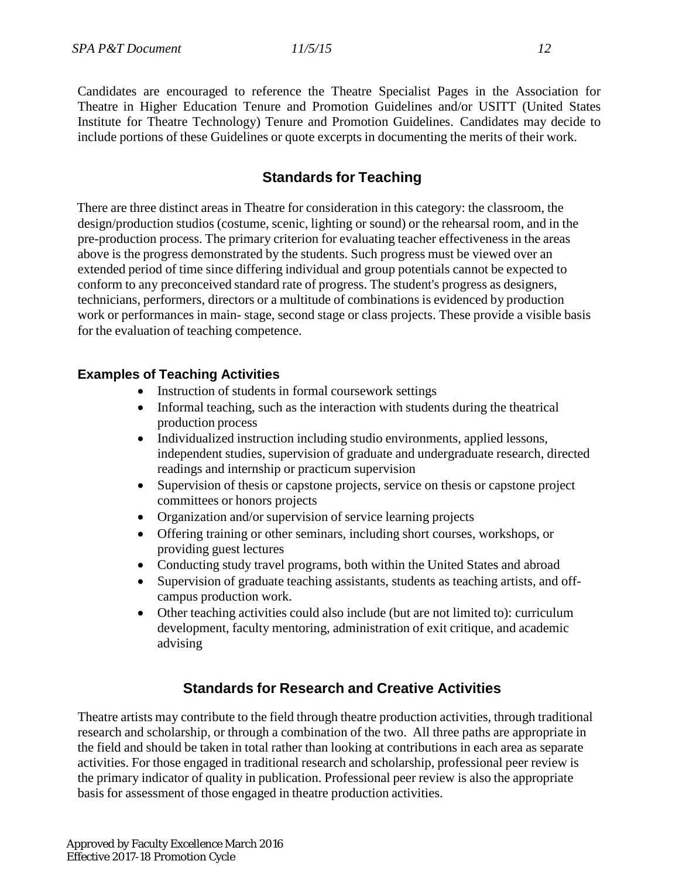Candidates are encouraged to reference the Theatre Specialist Pages in the Association for Theatre in Higher Education Tenure and Promotion Guidelines and/or USITT (United States Institute for Theatre Technology) Tenure and Promotion Guidelines. Candidates may decide to include portions of these Guidelines or quote excerpts in documenting the merits of their work.

## Standards for Teaching

There are three distinct areas in Theatre for consideration in this category: the classroom, the design/production studios (costume, scenic, lighting or sound) or the rehearsal room, and in the pre-production process. The primary criterion for evaluating teacher effectiveness in the areas above is the progress demonstrated by the students. Such progress must be viewed over an extended period of time since differing individual and group potentials cannot be expected to conform to any preconceived standard rate of progress. The student's progress as designers, technicians, performers, directors or a multitude of combinations is evidenced by production work or performances in main- stage, second stage or class projects. These provide a visible basis for the evaluation of teaching competence.

### Examples of Teaching Activities

- Instruction of students in formal coursework settings
- Informal teaching, such as the interaction with students during the theatrical production process
- Individualized instruction including studio environments, applied lessons, independent studies, supervision of graduate and undergraduate research, directed readings and internship or practicum supervision
- Supervision of thesis or capstone projects, service on thesis or capstone project committees or honors projects
- Organization and/or supervision of service learning projects
- Offering training or other seminars, including short courses, workshops, or providing guest lectures
- Conducting study travel programs, both within the United States and abroad
- Supervision of graduate teaching assistants, students as teaching artists, and off-campus production work.
- Other teaching activities could also include (but are not limited to): curriculum development, faculty mentoring, administration of exit critique, and academic advising

## Standards for Research and Creative Activities

Theatre artists may contribute to the field through theatre production activities, through traditional research and scholarship, or through a combination of the two. All three paths are appropriate in the field and should be taken in total rather than looking at contributions in each area as separate activities. For those engaged in traditional research and scholarship, professional peer review is the primary indicator of quality in publication. Professional peer review is also the appropriate basis for assessment of those engaged in theatre production activities.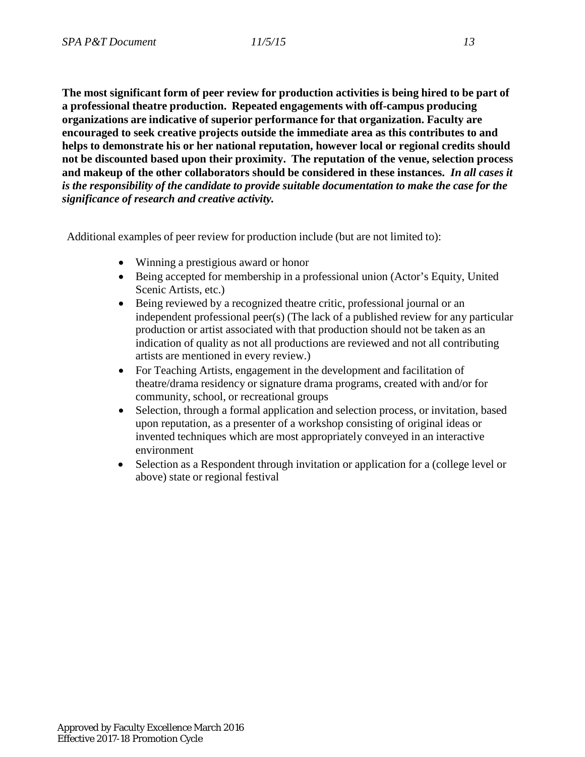**The most significant form of peer review for production activities is being hired to be part of a professional theatre production. Repeated engagements with off-campus producing organizations are indicative of superior performance for that organization. Faculty are encouraged to seek creative projects outside the immediate area as this contributes to and helps to demonstrate his or her national reputation, however local or regional credits should not be discounted based upon their proximity. The reputation of the venue, selection process and makeup of the other collaborators should be considered in these instances.** ***In all cases it is the responsibility of the candidate to provide suitable documentation to make the case for the significance of research and creative activity.***

Additional examples of peer review for production include (but are not limited to):

- Winning a prestigious award or honor
- Being accepted for membership in a professional union (Actor's Equity, United Scenic Artists, etc.)
- Being reviewed by a recognized theatre critic, professional journal or an independent professional peer(s) (The lack of a published review for any particular production or artist associated with that production should not be taken as an indication of quality as not all productions are reviewed and not all contributing artists are mentioned in every review.)
- For Teaching Artists, engagement in the development and facilitation of theatre/drama residency or signature drama programs, created with and/or for community, school, or recreational groups
- Selection, through a formal application and selection process, or invitation, based upon reputation, as a presenter of a workshop consisting of original ideas or invented techniques which are most appropriately conveyed in an interactive environment
- Selection as a Respondent through invitation or application for a (college level or above) state or regional festival